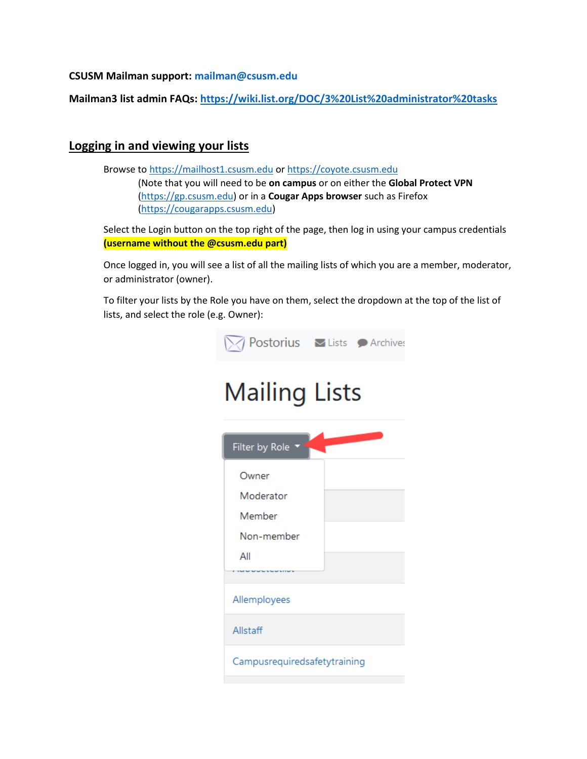**CSUSM Mailman support: mailman@csusm.edu**

**Mailman3 list admin FAQs: https://wiki.list.org/DOC/3%20List%20administrator%20tasks**

## Logging in and viewing your lists

Browse to https://mailhost1.csusm.edu or https://coyote.csusm.edu
(Note that you will need to be **on campus** or on either the **Global Protect VPN** (https://gp.csusm.edu) or in a **Cougar Apps browser** such as Firefox (https://cougarapps.csusm.edu))

Select the Login button on the top right of the page, then log in using your campus credentials **(username without the @csusm.edu part)**

Once logged in, you will see a list of all the mailing lists of which you are a member, moderator, or administrator (owner).

To filter your lists by the Role you have on them, select the dropdown at the top of the list of lists, and select the role (e.g. Owner):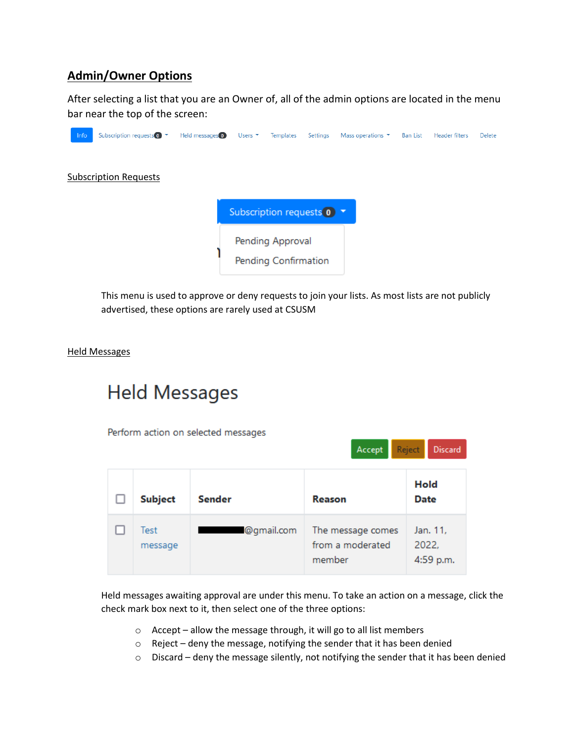## Admin/Owner Options

After selecting a list that you are an Owner of, all of the admin options are located in the menu bar near the top of the screen:

Info | Subscription requests 0 | Held messages 0 | Users | Templates | Settings | Mass operations | Ban List | Header filters | Delete

### Subscription Requests

Subscription requests 0
- Pending Approval
- Pending Confirmation

This menu is used to approve or deny requests to join your lists. As most lists are not publicly advertised, these options are rarely used at CSUSM

### Held Messages

Held Messages

Perform action on selected messages

Accept | Reject | Discard

| ☐ | Subject | Sender | Reason | Hold Date |
|---|---|---|---|---|
| ☐ | Test message | ██████@gmail.com | The message comes from a moderated member | Jan. 11, 2022, 4:59 p.m. |

Held messages awaiting approval are under this menu. To take an action on a message, click the check mark box next to it, then select one of the three options:

- Accept – allow the message through, it will go to all list members
- Reject – deny the message, notifying the sender that it has been denied
- Discard – deny the message silently, not notifying the sender that it has been denied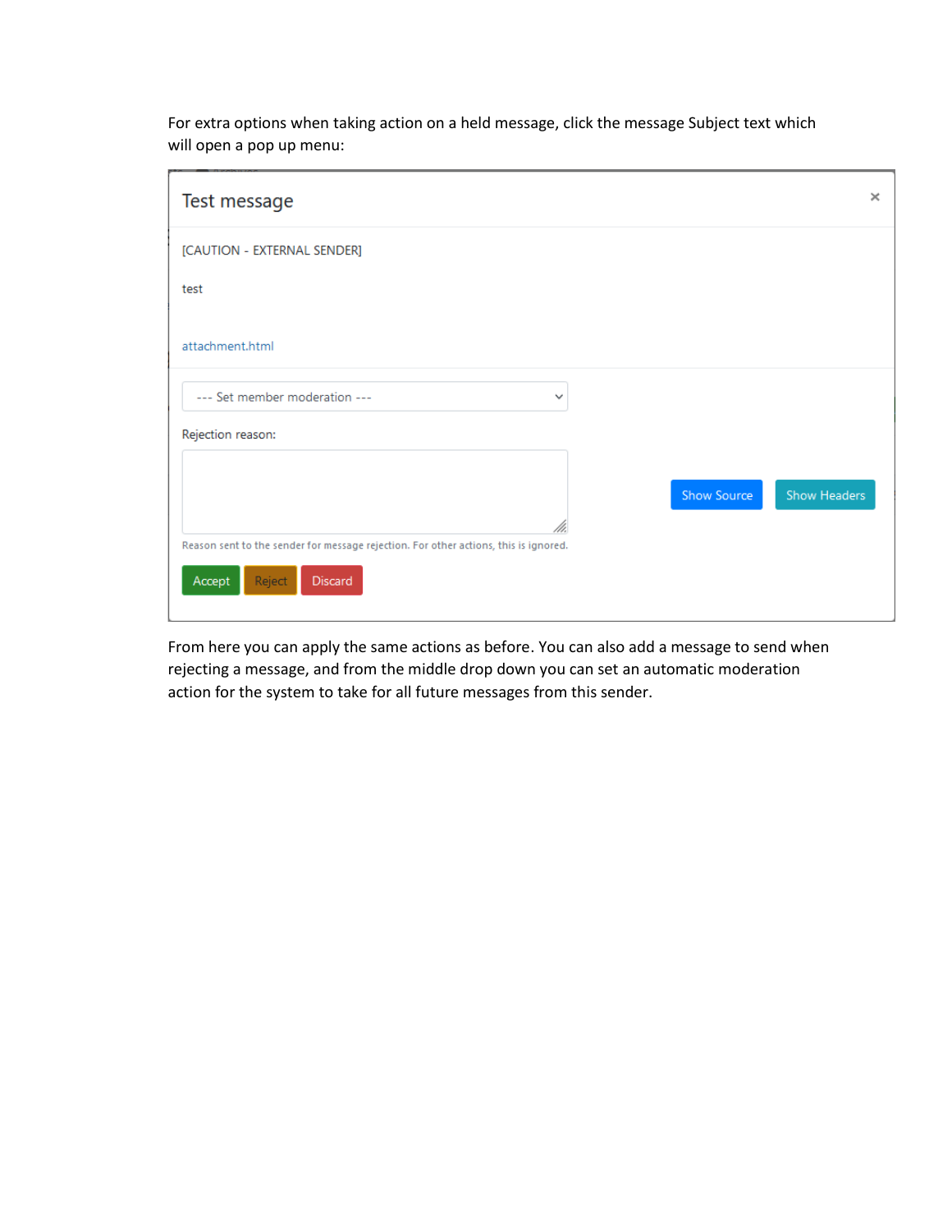For extra options when taking action on a held message, click the message Subject text which will open a pop up menu:

Test message

[CAUTION - EXTERNAL SENDER]

test

attachment.html

--- Set member moderation ---

Rejection reason:

Reason sent to the sender for message rejection. For other actions, this is ignored.

Accept Reject Discard

Show Source Show Headers

From here you can apply the same actions as before. You can also add a message to send when rejecting a message, and from the middle drop down you can set an automatic moderation action for the system to take for all future messages from this sender.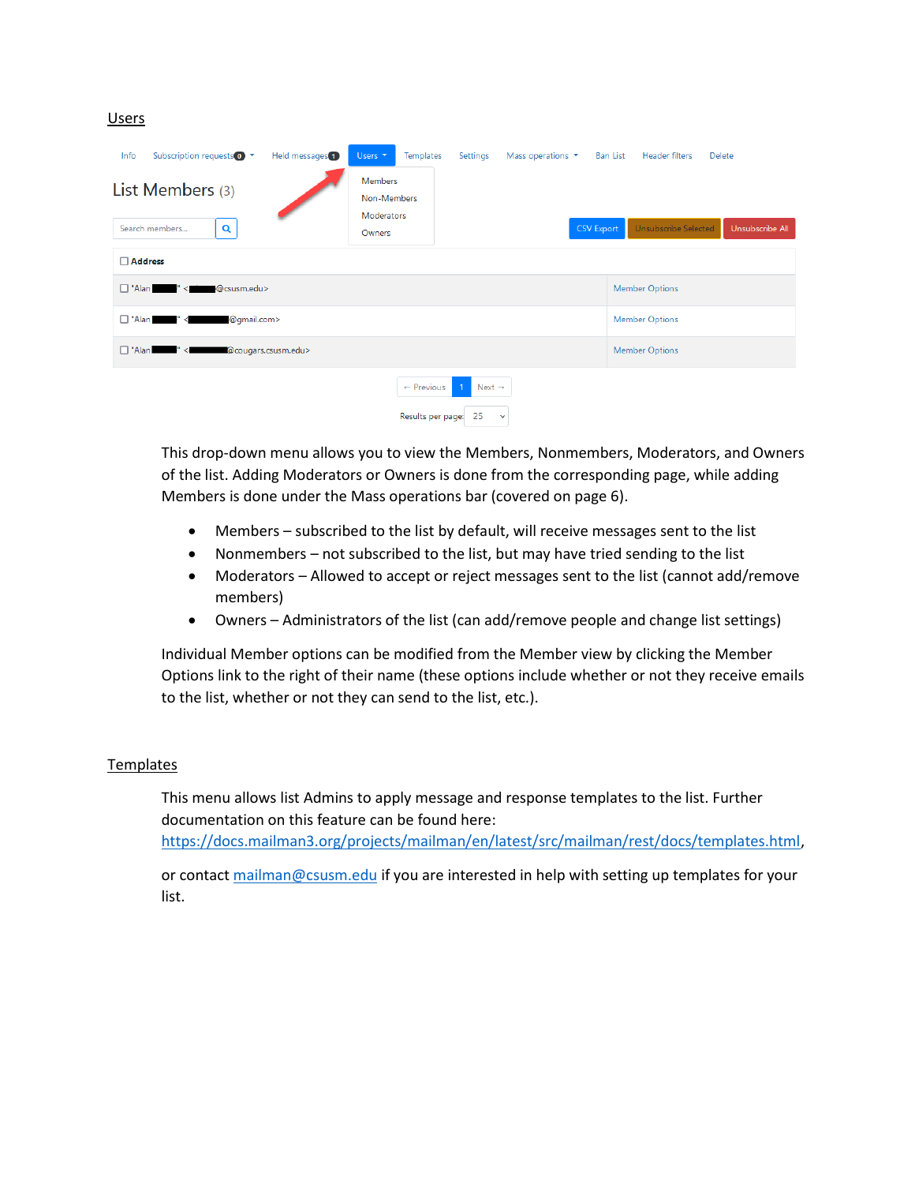## Users

This drop-down menu allows you to view the Members, Nonmembers, Moderators, and Owners of the list. Adding Moderators or Owners is done from the corresponding page, while adding Members is done under the Mass operations bar (covered on page 6).

- Members – subscribed to the list by default, will receive messages sent to the list
- Nonmembers – not subscribed to the list, but may have tried sending to the list
- Moderators – Allowed to accept or reject messages sent to the list (cannot add/remove members)
- Owners – Administrators of the list (can add/remove people and change list settings)

Individual Member options can be modified from the Member view by clicking the Member Options link to the right of their name (these options include whether or not they receive emails to the list, whether or not they can send to the list, etc.).

## Templates

This menu allows list Admins to apply message and response templates to the list. Further documentation on this feature can be found here: https://docs.mailman3.org/projects/mailman/en/latest/src/mailman/rest/docs/templates.html,

or contact mailman@csusm.edu if you are interested in help with setting up templates for your list.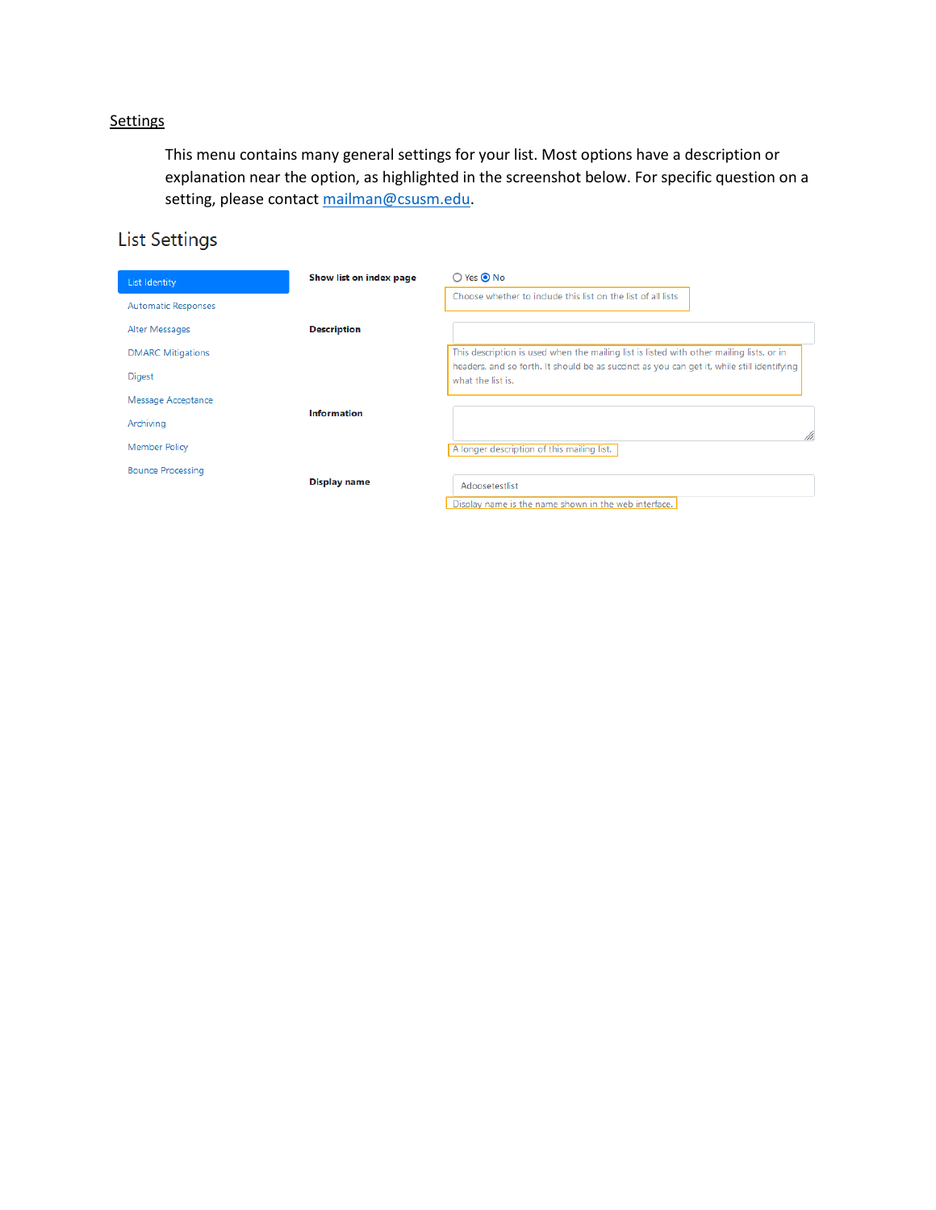<u>Settings</u>

This menu contains many general settings for your list. Most options have a description or explanation near the option, as highlighted in the screenshot below. For specific question on a setting, please contact [mailman@csusm.edu](mailto:mailman@csusm.edu).

List Settings

- List Identity
- Automatic Responses
- Alter Messages
- DMARC Mitigations
- Digest
- Message Acceptance
- Archiving
- Member Policy
- Bounce Processing

**Show list on index page**

Yes / No

Choose whether to include this list on the list of all lists

**Description**

This description is used when the mailing list is listed with other mailing lists, or in headers, and so forth. It should be as succinct as you can get it, while still identifying what the list is.

**Information**

A longer description of this mailing list.

**Display name**

Adoosetestlist

Display name is the name shown in the web interface.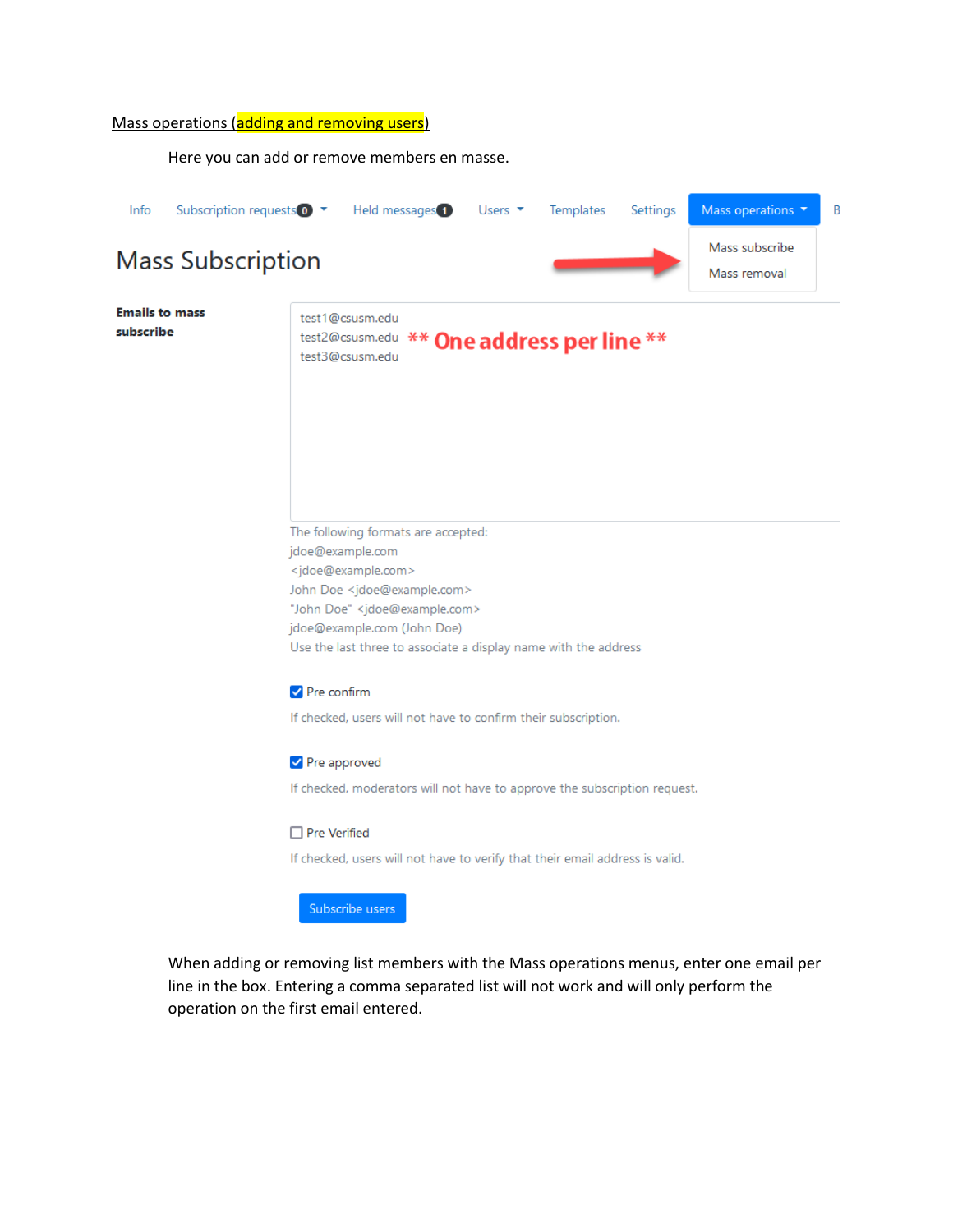Mass operations (adding and removing users)

Here you can add or remove members en masse.

Info Subscription requests 0 Held messages 1 Users Templates Settings Mass operations B

Mass subscribe
Mass removal

# Mass Subscription

**Emails to mass subscribe**

test1@csusm.edu
test2@csusm.edu ** One address per line **
test3@csusm.edu

The following formats are accepted:
jdoe@example.com
<jdoe@example.com>
John Doe <jdoe@example.com>
"John Doe" <jdoe@example.com>
jdoe@example.com (John Doe)
Use the last three to associate a display name with the address

☑ Pre confirm

If checked, users will not have to confirm their subscription.

☑ Pre approved

If checked, moderators will not have to approve the subscription request.

☐ Pre Verified

If checked, users will not have to verify that their email address is valid.

Subscribe users

When adding or removing list members with the Mass operations menus, enter one email per line in the box. Entering a comma separated list will not work and will only perform the operation on the first email entered.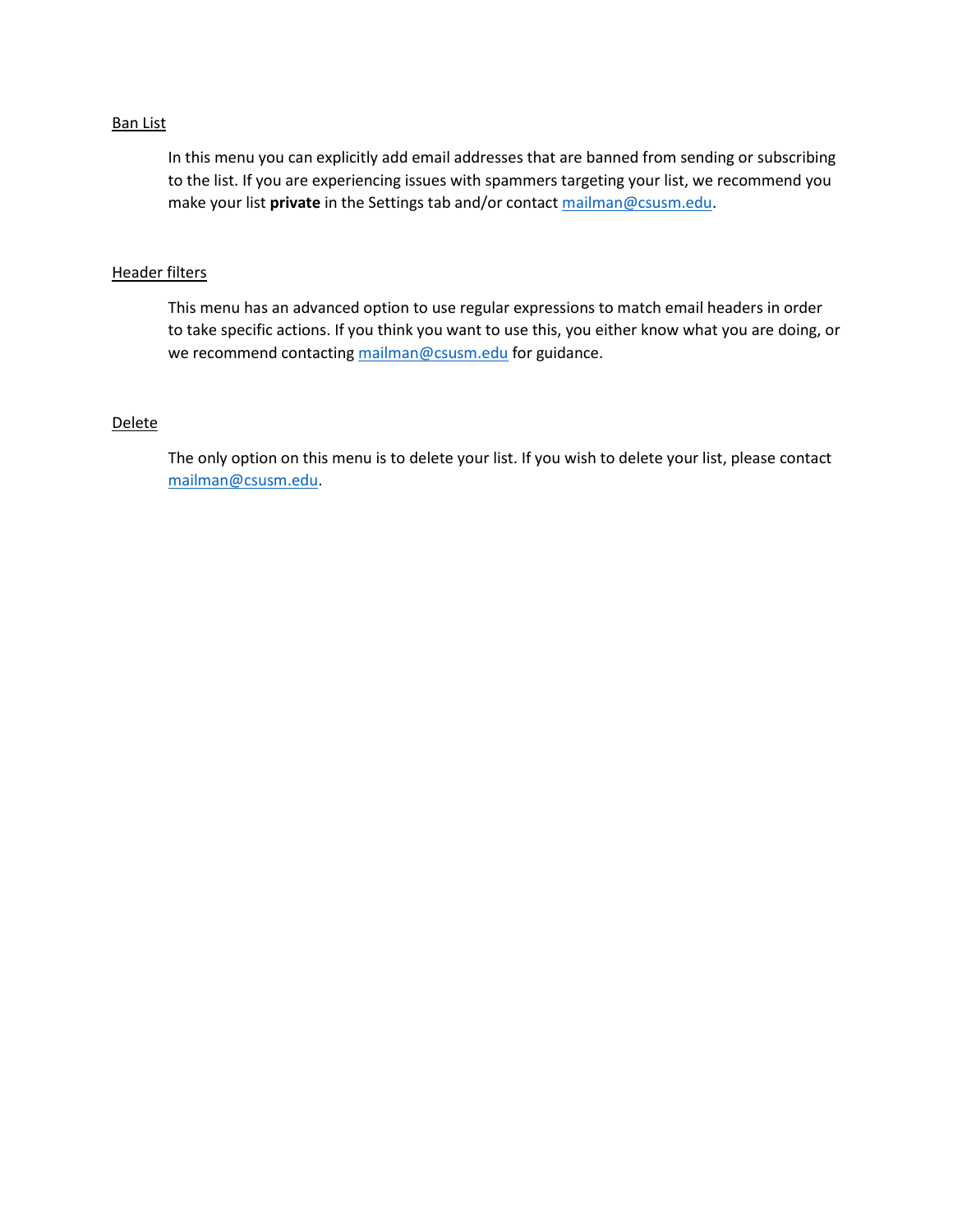<u>Ban List</u>

In this menu you can explicitly add email addresses that are banned from sending or subscribing to the list. If you are experiencing issues with spammers targeting your list, we recommend you make your list **private** in the Settings tab and/or contact [mailman@csusm.edu](mailto:mailman@csusm.edu).

<u>Header filters</u>

This menu has an advanced option to use regular expressions to match email headers in order to take specific actions. If you think you want to use this, you either know what you are doing, or we recommend contacting [mailman@csusm.edu](mailto:mailman@csusm.edu) for guidance.

<u>Delete</u>

The only option on this menu is to delete your list. If you wish to delete your list, please contact [mailman@csusm.edu](mailto:mailman@csusm.edu).